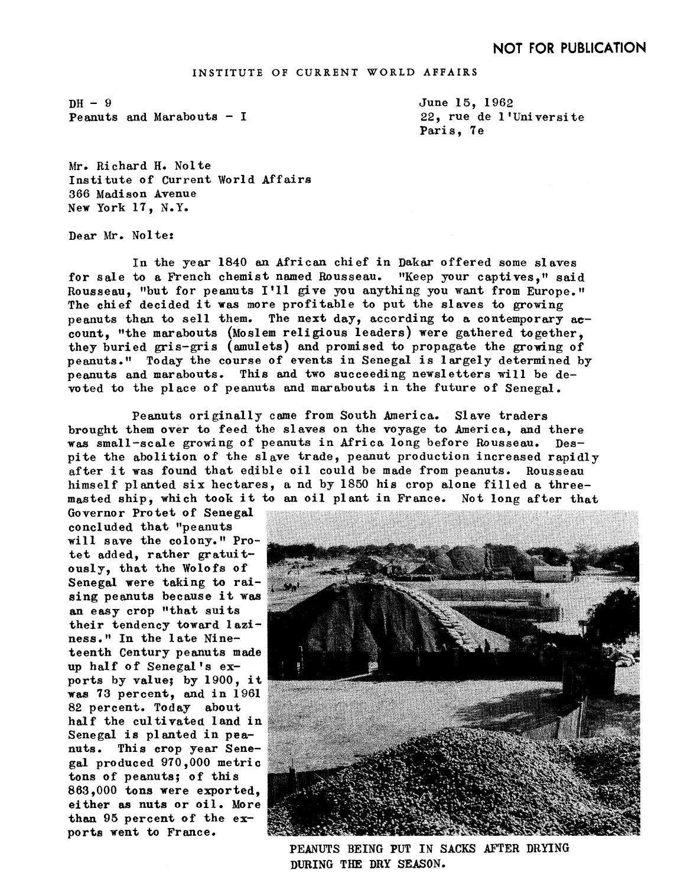NOT FOR PUBLICATION

INSTITUTE OF CURRENT WORLD AFFAIRS

DH - 9
Peanuts and Marabouts - I

June 15, 1962
22, rue de l'Universite
Paris, 7e

Mr. Richard H. Nolte
Institute of Current World Affairs
366 Madison Avenue
New York 17, N.Y.

Dear Mr. Nolte:

In the year 1840 an African chief in Dakar offered some slaves for sale to a French chemist named Rousseau. "Keep your captives," said Rousseau, "but for peanuts I'll give you anything you want from Europe." The chief decided it was more profitable to put the slaves to growing peanuts than to sell them. The next day, according to a contemporary account, "the marabouts (Moslem religious leaders) were gathered together, they buried gris-gris (amulets) and promised to propagate the growing of peanuts." Today the course of events in Senegal is largely determined by peanuts and marabouts. This and two succeeding newsletters will be devoted to the place of peanuts and marabouts in the future of Senegal.

Peanuts originally came from South America. Slave traders brought them over to feed the slaves on the voyage to America, and there was small-scale growing of peanuts in Africa long before Rousseau. Despite the abolition of the slave trade, peanut production increased rapidly after it was found that edible oil could be made from peanuts. Rousseau himself planted six hectares, and by 1850 his crop alone filled a three-masted ship, which took it to an oil plant in France. Not long after that Governor Protet of Senegal concluded that "peanuts will save the colony." Protet added, rather gratuitously, that the Wolofs of Senegal were taking to raising peanuts because it was an easy crop "that suits their tendency toward laziness." In the late Nineteenth Century peanuts made up half of Senegal's exports by value; by 1900, it was 73 percent, and in 1961 82 percent. Today about half the cultivated land in Senegal is planted in peanuts. This crop year Senegal produced 970,000 metric tons of peanuts; of this 863,000 tons were exported, either as nuts or oil. More than 95 percent of the exports went to France.

PEANUTS BEING PUT IN SACKS AFTER DRYING DURING THE DRY SEASON.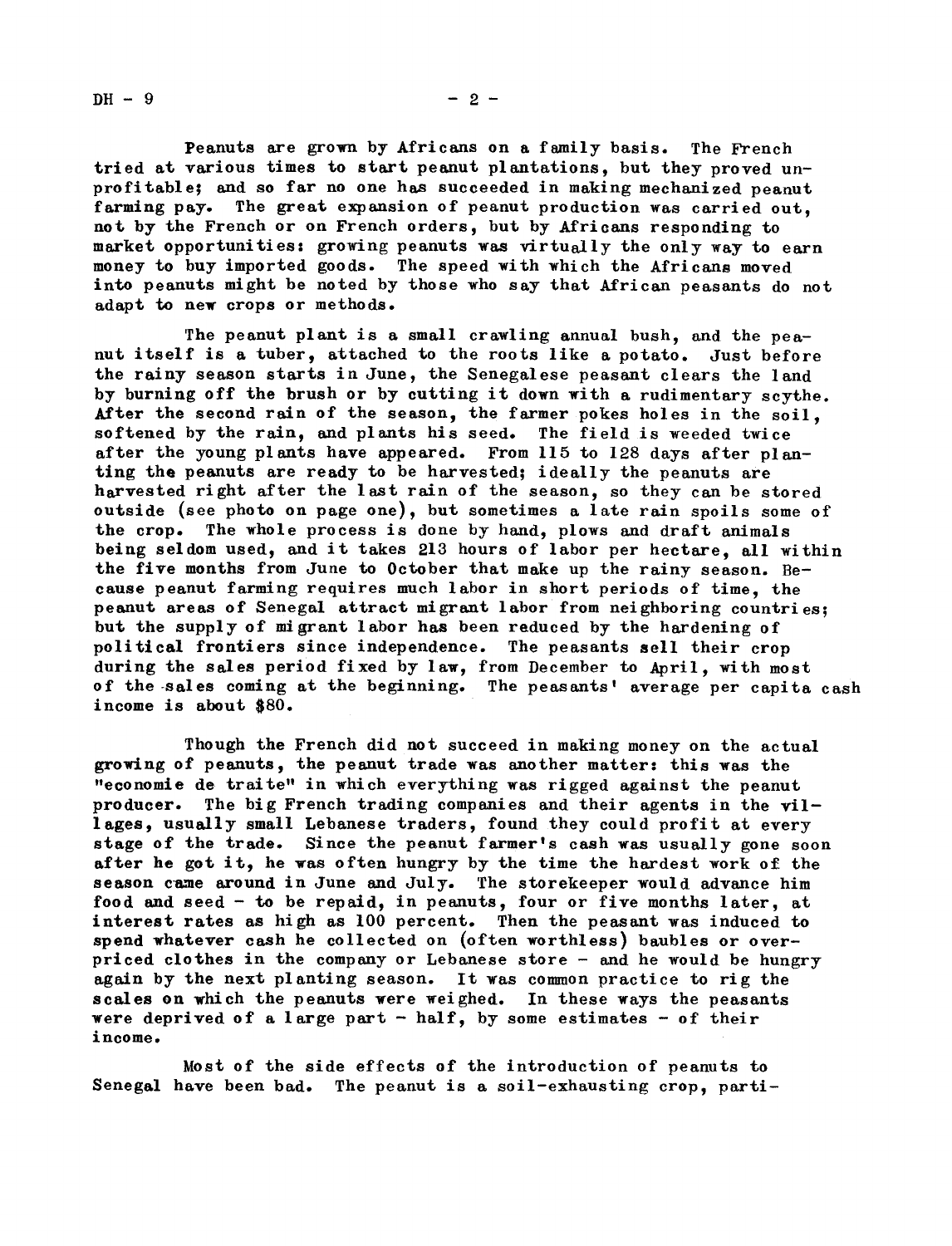Peanuts are grown by Africans on a family basis. The French tried at various times to start peanut plantations, but they proved unprofitable; and so far no one has succeeded in making mechanized peanut farming pay. The great expansion of peanut production was carried out, not by the French or on French orders, but by Africans responding to market opportunities: growing peanuts was virtually the only way to earn money to buy imported goods. The speed with which the Africans moved into peanuts might be noted by those who say that African peasants do not adapt to new crops or methods.

The peanut plant is a small crawling annual bush, and the peanut itself is a tuber, attached to the roots like a potato. Just before the rainy season starts in June, the Senegalese peasant clears the land by burning off the brush or by cutting it down with a rudimentary scythe. After the second rain of the season, the farmer pokes holes in the soil, softened by the rain, and plants his seed. The field is weeded twice after the young plants have appeared. From 115 to 128 days after planting the peanuts are ready to be harvested; ideally the peanuts are harvested right after the last rain of the season, so they can be stored outside (see photo on page one), but sometimes a late rain spoils some of the crop. The whole process is done by hand, plows and draft animals being seldom used, and it takes 213 hours of labor per hectare, all within the five months from June to October that make up the rainy season. Because peanut farming requires much labor in short periods of time, the peanut areas of Senegal attract migrant labor from neighboring countries; but the supply of migrant labor has been reduced by the hardening of political frontiers since independence. The peasants sell their crop during the sales period fixed by law, from December to April, with most of the sales coming at the beginning. The peasants' average per capita cash income is about $80.

Though the French did not succeed in making money on the actual growing of peanuts, the peanut trade was another matter: this was the "economie de traite" in which everything was rigged against the peanut producer. The big French trading companies and their agents in the villages, usually small Lebanese traders, found they could profit at every stage of the trade. Since the peanut farmer's cash was usually gone soon after he got it, he was often hungry by the time the hardest work of the season came around in June and July. The storekeeper would advance him food and seed - to be repaid, in peanuts, four or five months later, at interest rates as high as 100 percent. Then the peasant was induced to spend whatever cash he collected on (often worthless) baubles or overpriced clothes in the company or Lebanese store - and he would be hungry again by the next planting season. It was common practice to rig the scales on which the peanuts were weighed. In these ways the peasants were deprived of a large part - half, by some estimates - of their income.

Most of the side effects of the introduction of peanuts to Senegal have been bad. The peanut is a soil-exhausting crop, parti-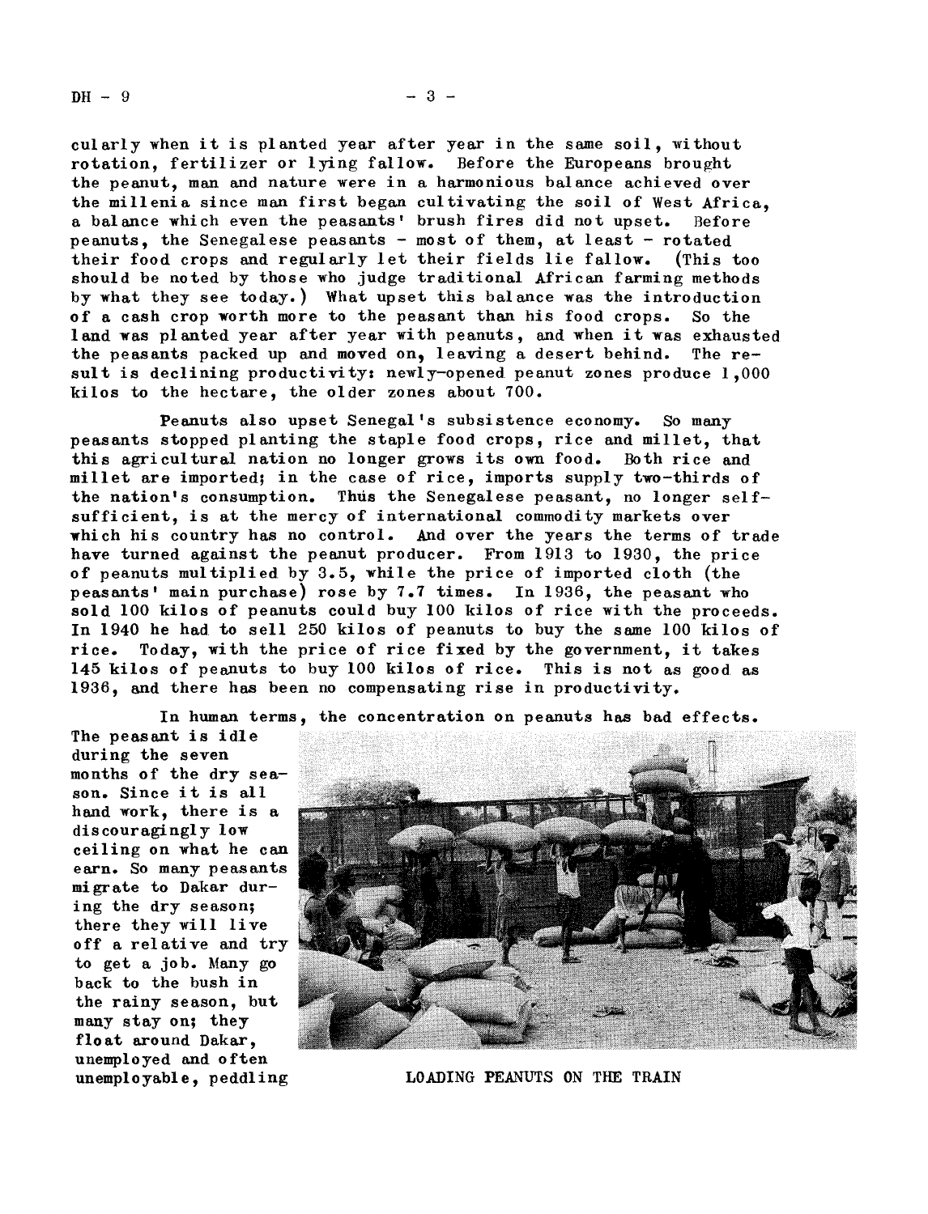ularly when it is planted year after year in the same soil, without rotation, fertilizer or lying fallow. Before the Europeans brought the peanut, man and nature were in a harmonious balance achieved over the millenia since man first began cultivating the soil of West Africa, a balance which even the peasants' brush fires did not upset. Before peanuts, the Senegalese peasants - most of them, at least - rotated their food crops and regularly let their fields lie fallow. (This too should be noted by those who judge traditional African farming methods by what they see today.) What upset this balance was the introduction of a cash crop worth more to the peasant than his food crops. So the land was planted year after year with peanuts, and when it was exhausted the peasants packed up and moved on, leaving a desert behind. The result is declining productivity: newly-opened peanut zones produce 1,000 kilos to the hectare, the older zones about 700.

Peanuts also upset Senegal's subsistence economy. So many peasants stopped planting the staple food crops, rice and millet, that this agricultural nation no longer grows its own food. Both rice and millet are imported; in the case of rice, imports supply two-thirds of the nation's consumption. Thus the Senegalese peasant, no longer self-sufficient, is at the mercy of international commodity markets over which his country has no control. And over the years the terms of trade have turned against the peanut producer. From 1913 to 1930, the price of peanuts multiplied by 3.5, while the price of imported cloth (the peasants' main purchase) rose by 7.7 times. In 1936, the peasant who sold 100 kilos of peanuts could buy 100 kilos of rice with the proceeds. In 1940 he had to sell 250 kilos of peanuts to buy the same 100 kilos of rice. Today, with the price of rice fixed by the government, it takes 145 kilos of peanuts to buy 100 kilos of rice. This is not as good as 1936, and there has been no compensating rise in productivity.

In human terms, the concentration on peanuts has bad effects. The peasant is idle during the seven months of the dry season. Since it is all hand work, there is a discouragingly low ceiling on what he can earn. So many peasants migrate to Dakar during the dry season; there they will live off a relative and try to get a job. Many go back to the bush in the rainy season, but many stay on; they float around Dakar, unemployed and often unemployable, peddling

LOADING PEANUTS ON THE TRAIN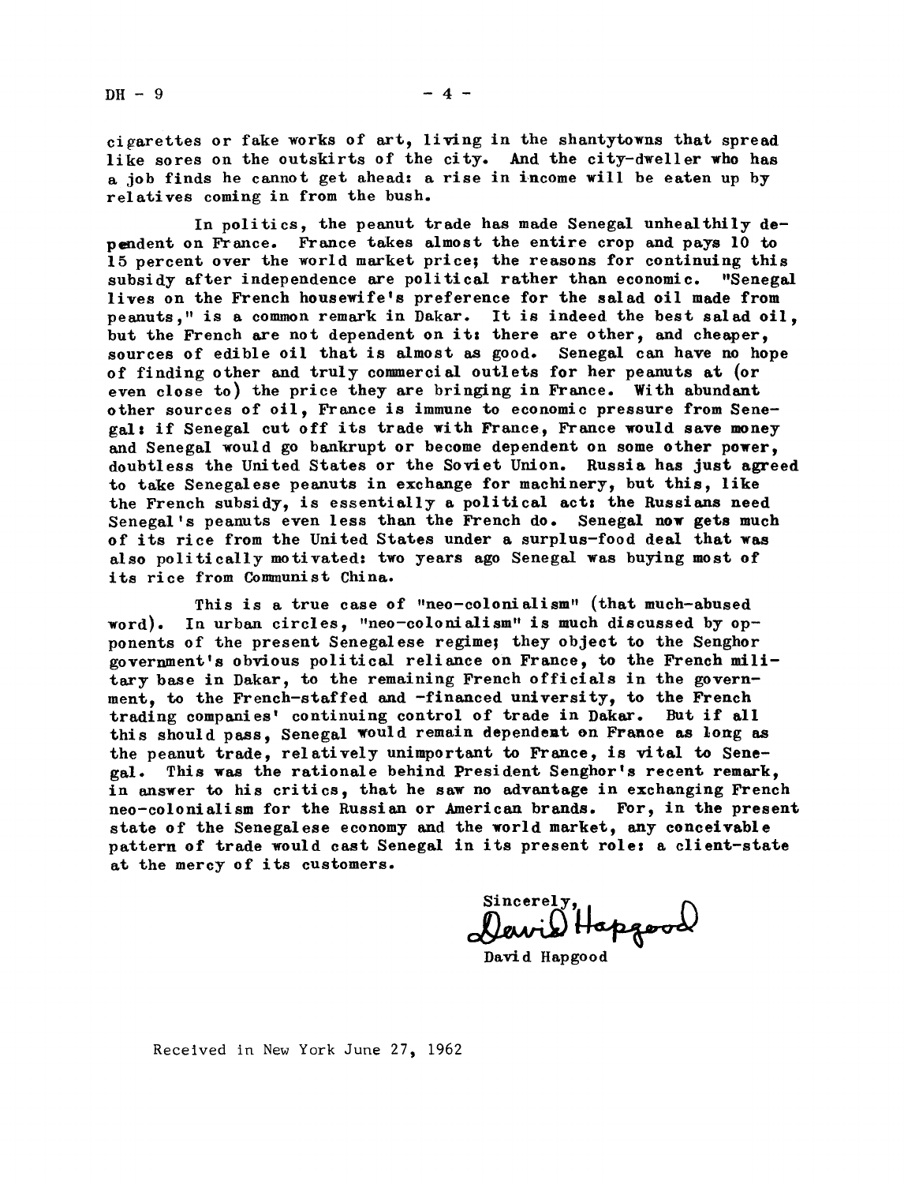cigarettes or fake works of art, living in the shantytowns that spread like sores on the outskirts of the city. And the city-dweller who has a job finds he cannot get ahead: a rise in income will be eaten up by relatives coming in from the bush.

In politics, the peanut trade has made Senegal unhealthily dependent on France. France takes almost the entire crop and pays 10 to 15 percent over the world market price; the reasons for continuing this subsidy after independence are political rather than economic. "Senegal lives on the French housewife's preference for the salad oil made from peanuts," is a common remark in Dakar. It is indeed the best salad oil, but the French are not dependent on it: there are other, and cheaper, sources of edible oil that is almost as good. Senegal can have no hope of finding other and truly commercial outlets for her peanuts at (or even close to) the price they are bringing in France. With abundant other sources of oil, France is immune to economic pressure from Senegal: if Senegal cut off its trade with France, France would save money and Senegal would go bankrupt or become dependent on some other power, doubtless the United States or the Soviet Union. Russia has just agreed to take Senegalese peanuts in exchange for machinery, but this, like the French subsidy, is essentially a political act: the Russians need Senegal's peanuts even less than the French do. Senegal now gets much of its rice from the United States under a surplus-food deal that was also politically motivated: two years ago Senegal was buying most of its rice from Communist China.

This is a true case of "neo-colonialism" (that much-abused word). In urban circles, "neo-colonialism" is much discussed by opponents of the present Senegalese regime; they object to the Senghor government's obvious political reliance on France, to the French military base in Dakar, to the remaining French officials in the government, to the French-staffed and -financed university, to the French trading companies' continuing control of trade in Dakar. But if all this should pass, Senegal would remain dependent on France as long as the peanut trade, relatively unimportant to France, is vital to Senegal. This was the rationale behind President Senghor's recent remark, in answer to his critics, that he saw no advantage in exchanging French neo-colonialism for the Russian or American brands. For, in the present state of the Senegalese economy and the world market, any conceivable pattern of trade would cast Senegal in its present role: a client-state at the mercy of its customers.

Sincerely,

David Hapgood

David Hapgood

Received in New York June 27, 1962